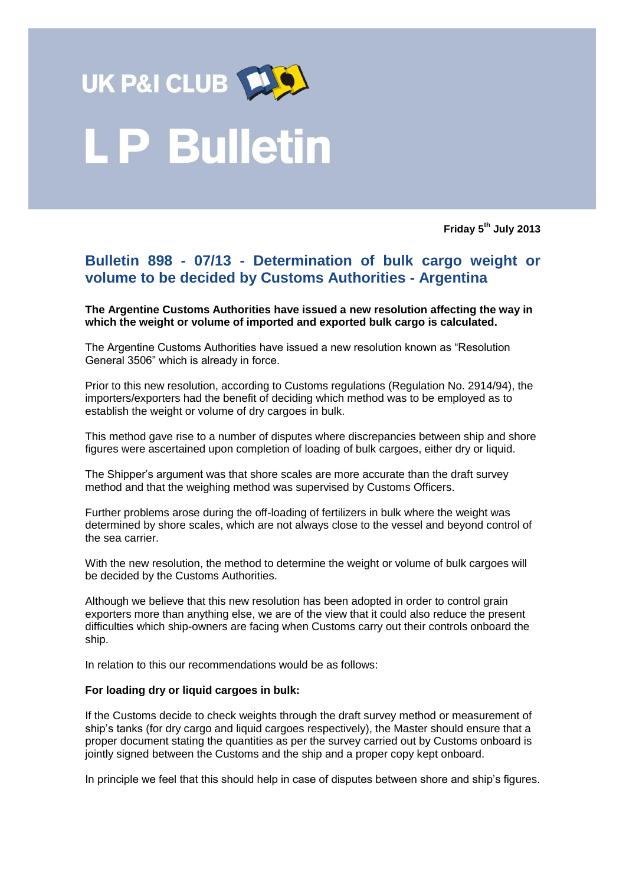# UK P&I CLUB

# L P Bulletin

**Friday 5th July 2013**

## Bulletin 898 - 07/13 - Determination of bulk cargo weight or volume to be decided by Customs Authorities - Argentina

**The Argentine Customs Authorities have issued a new resolution affecting the way in which the weight or volume of imported and exported bulk cargo is calculated.**

The Argentine Customs Authorities have issued a new resolution known as “Resolution General 3506” which is already in force.

Prior to this new resolution, according to Customs regulations (Regulation No. 2914/94), the importers/exporters had the benefit of deciding which method was to be employed as to establish the weight or volume of dry cargoes in bulk.

This method gave rise to a number of disputes where discrepancies between ship and shore figures were ascertained upon completion of loading of bulk cargoes, either dry or liquid.

The Shipper’s argument was that shore scales are more accurate than the draft survey method and that the weighing method was supervised by Customs Officers.

Further problems arose during the off-loading of fertilizers in bulk where the weight was determined by shore scales, which are not always close to the vessel and beyond control of the sea carrier.

With the new resolution, the method to determine the weight or volume of bulk cargoes will be decided by the Customs Authorities.

Although we believe that this new resolution has been adopted in order to control grain exporters more than anything else, we are of the view that it could also reduce the present difficulties which ship-owners are facing when Customs carry out their controls onboard the ship.

In relation to this our recommendations would be as follows:

**For loading dry or liquid cargoes in bulk:**

If the Customs decide to check weights through the draft survey method or measurement of ship’s tanks (for dry cargo and liquid cargoes respectively), the Master should ensure that a proper document stating the quantities as per the survey carried out by Customs onboard is jointly signed between the Customs and the ship and a proper copy kept onboard.

In principle we feel that this should help in case of disputes between shore and ship’s figures.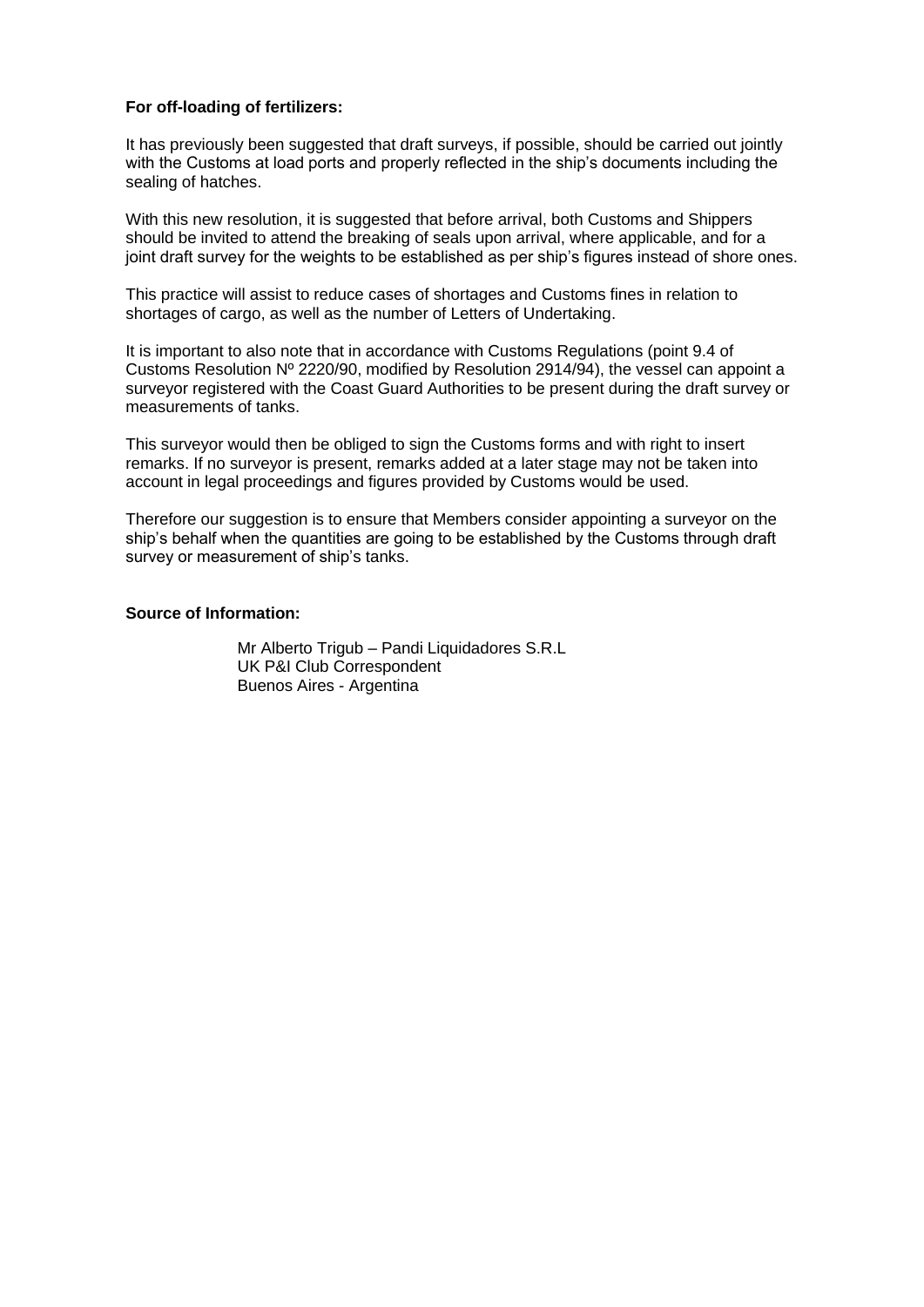**For off-loading of fertilizers:**

It has previously been suggested that draft surveys, if possible, should be carried out jointly with the Customs at load ports and properly reflected in the ship's documents including the sealing of hatches.

With this new resolution, it is suggested that before arrival, both Customs and Shippers should be invited to attend the breaking of seals upon arrival, where applicable, and for a joint draft survey for the weights to be established as per ship's figures instead of shore ones.

This practice will assist to reduce cases of shortages and Customs fines in relation to shortages of cargo, as well as the number of Letters of Undertaking.

It is important to also note that in accordance with Customs Regulations (point 9.4 of Customs Resolution Nº 2220/90, modified by Resolution 2914/94), the vessel can appoint a surveyor registered with the Coast Guard Authorities to be present during the draft survey or measurements of tanks.

This surveyor would then be obliged to sign the Customs forms and with right to insert remarks. If no surveyor is present, remarks added at a later stage may not be taken into account in legal proceedings and figures provided by Customs would be used.

Therefore our suggestion is to ensure that Members consider appointing a surveyor on the ship's behalf when the quantities are going to be established by the Customs through draft survey or measurement of ship's tanks.

**Source of Information:**

Mr Alberto Trigub – Pandi Liquidadores S.R.L
UK P&I Club Correspondent
Buenos Aires - Argentina